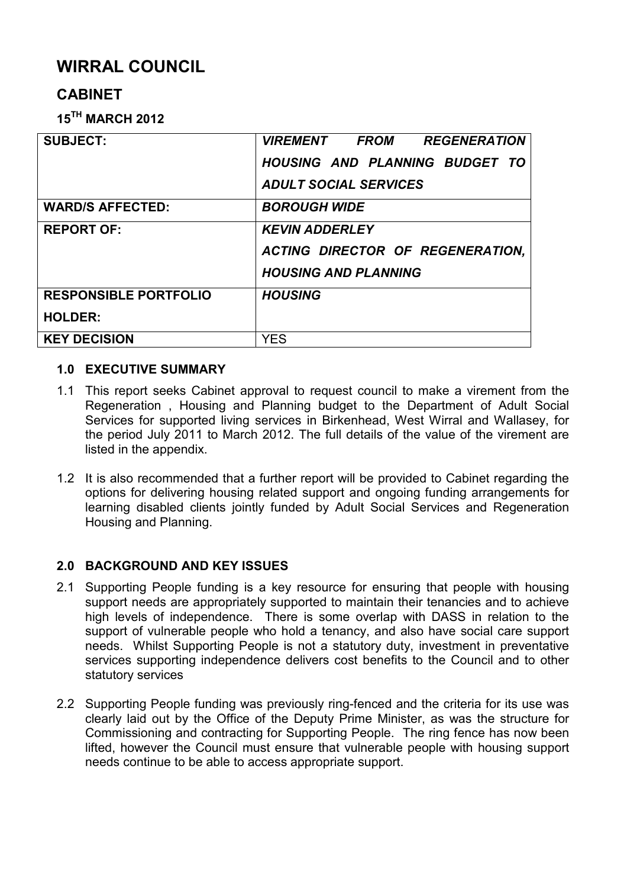# WIRRAL COUNCIL

## CABINET

### 15TH MARCH 2012

| | |
|---|---|
| **SUBJECT:** | ***VIREMENT FROM REGENERATION HOUSING AND PLANNING BUDGET TO ADULT SOCIAL SERVICES*** |
| **WARD/S AFFECTED:** | ***BOROUGH WIDE*** |
| **REPORT OF:** | ***KEVIN ADDERLEY ACTING DIRECTOR OF REGENERATION, HOUSING AND PLANNING*** |
| **RESPONSIBLE PORTFOLIO HOLDER:** | ***HOUSING*** |
| **KEY DECISION** | YES |

### 1.0 EXECUTIVE SUMMARY

1.1 This report seeks Cabinet approval to request council to make a virement from the Regeneration , Housing and Planning budget to the Department of Adult Social Services for supported living services in Birkenhead, West Wirral and Wallasey, for the period July 2011 to March 2012. The full details of the value of the virement are listed in the appendix.

1.2 It is also recommended that a further report will be provided to Cabinet regarding the options for delivering housing related support and ongoing funding arrangements for learning disabled clients jointly funded by Adult Social Services and Regeneration Housing and Planning.

### 2.0 BACKGROUND AND KEY ISSUES

2.1 Supporting People funding is a key resource for ensuring that people with housing support needs are appropriately supported to maintain their tenancies and to achieve high levels of independence. There is some overlap with DASS in relation to the support of vulnerable people who hold a tenancy, and also have social care support needs. Whilst Supporting People is not a statutory duty, investment in preventative services supporting independence delivers cost benefits to the Council and to other statutory services

2.2 Supporting People funding was previously ring-fenced and the criteria for its use was clearly laid out by the Office of the Deputy Prime Minister, as was the structure for Commissioning and contracting for Supporting People. The ring fence has now been lifted, however the Council must ensure that vulnerable people with housing support needs continue to be able to access appropriate support.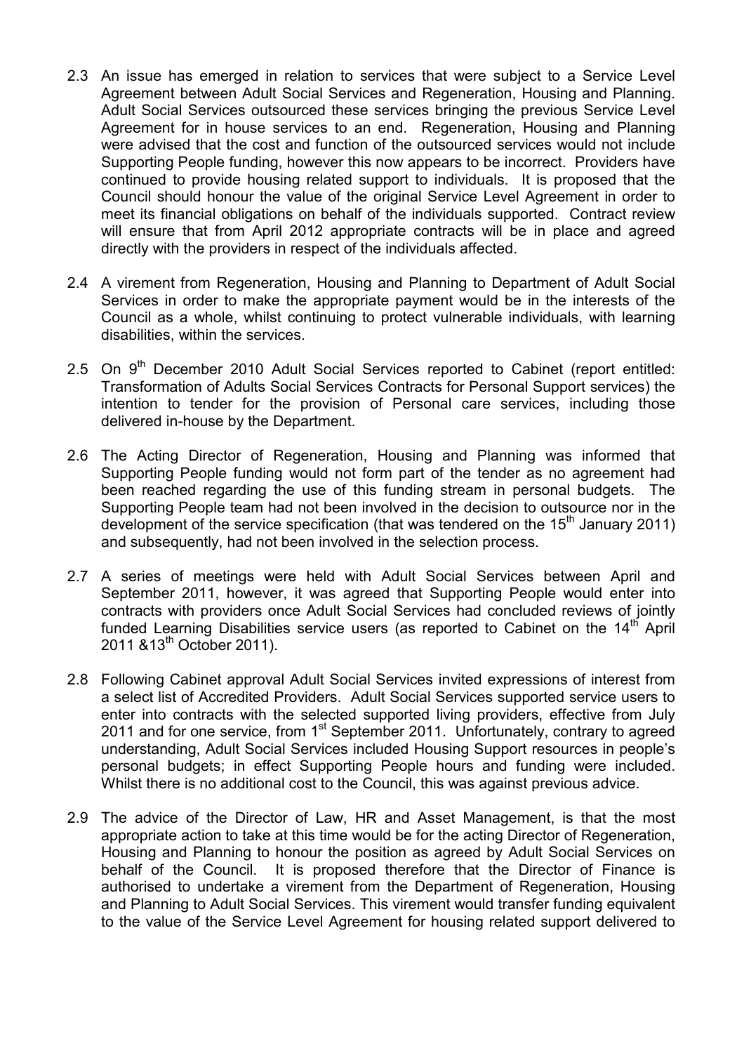2.3 An issue has emerged in relation to services that were subject to a Service Level Agreement between Adult Social Services and Regeneration, Housing and Planning. Adult Social Services outsourced these services bringing the previous Service Level Agreement for in house services to an end. Regeneration, Housing and Planning were advised that the cost and function of the outsourced services would not include Supporting People funding, however this now appears to be incorrect. Providers have continued to provide housing related support to individuals. It is proposed that the Council should honour the value of the original Service Level Agreement in order to meet its financial obligations on behalf of the individuals supported. Contract review will ensure that from April 2012 appropriate contracts will be in place and agreed directly with the providers in respect of the individuals affected.

2.4 A virement from Regeneration, Housing and Planning to Department of Adult Social Services in order to make the appropriate payment would be in the interests of the Council as a whole, whilst continuing to protect vulnerable individuals, with learning disabilities, within the services.

2.5 On 9th December 2010 Adult Social Services reported to Cabinet (report entitled: Transformation of Adults Social Services Contracts for Personal Support services) the intention to tender for the provision of Personal care services, including those delivered in-house by the Department.

2.6 The Acting Director of Regeneration, Housing and Planning was informed that Supporting People funding would not form part of the tender as no agreement had been reached regarding the use of this funding stream in personal budgets. The Supporting People team had not been involved in the decision to outsource nor in the development of the service specification (that was tendered on the 15th January 2011) and subsequently, had not been involved in the selection process.

2.7 A series of meetings were held with Adult Social Services between April and September 2011, however, it was agreed that Supporting People would enter into contracts with providers once Adult Social Services had concluded reviews of jointly funded Learning Disabilities service users (as reported to Cabinet on the 14th April 2011 &13th October 2011).

2.8 Following Cabinet approval Adult Social Services invited expressions of interest from a select list of Accredited Providers. Adult Social Services supported service users to enter into contracts with the selected supported living providers, effective from July 2011 and for one service, from 1st September 2011. Unfortunately, contrary to agreed understanding, Adult Social Services included Housing Support resources in people's personal budgets; in effect Supporting People hours and funding were included. Whilst there is no additional cost to the Council, this was against previous advice.

2.9 The advice of the Director of Law, HR and Asset Management, is that the most appropriate action to take at this time would be for the acting Director of Regeneration, Housing and Planning to honour the position as agreed by Adult Social Services on behalf of the Council. It is proposed therefore that the Director of Finance is authorised to undertake a virement from the Department of Regeneration, Housing and Planning to Adult Social Services. This virement would transfer funding equivalent to the value of the Service Level Agreement for housing related support delivered to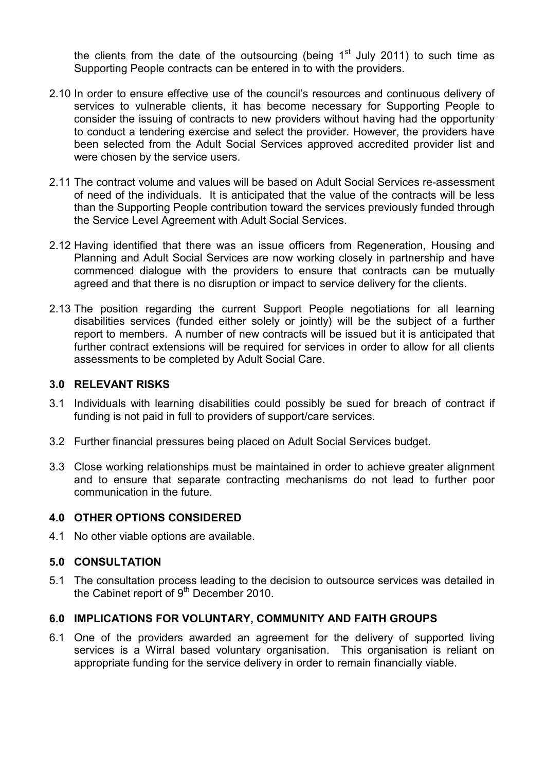the clients from the date of the outsourcing (being 1st July 2011) to such time as Supporting People contracts can be entered in to with the providers.

2.10 In order to ensure effective use of the council's resources and continuous delivery of services to vulnerable clients, it has become necessary for Supporting People to consider the issuing of contracts to new providers without having had the opportunity to conduct a tendering exercise and select the provider. However, the providers have been selected from the Adult Social Services approved accredited provider list and were chosen by the service users.

2.11 The contract volume and values will be based on Adult Social Services re-assessment of need of the individuals. It is anticipated that the value of the contracts will be less than the Supporting People contribution toward the services previously funded through the Service Level Agreement with Adult Social Services.

2.12 Having identified that there was an issue officers from Regeneration, Housing and Planning and Adult Social Services are now working closely in partnership and have commenced dialogue with the providers to ensure that contracts can be mutually agreed and that there is no disruption or impact to service delivery for the clients.

2.13 The position regarding the current Support People negotiations for all learning disabilities services (funded either solely or jointly) will be the subject of a further report to members. A number of new contracts will be issued but it is anticipated that further contract extensions will be required for services in order to allow for all clients assessments to be completed by Adult Social Care.

## 3.0 RELEVANT RISKS

3.1 Individuals with learning disabilities could possibly be sued for breach of contract if funding is not paid in full to providers of support/care services.

3.2 Further financial pressures being placed on Adult Social Services budget.

3.3 Close working relationships must be maintained in order to achieve greater alignment and to ensure that separate contracting mechanisms do not lead to further poor communication in the future.

## 4.0 OTHER OPTIONS CONSIDERED

4.1 No other viable options are available.

## 5.0 CONSULTATION

5.1 The consultation process leading to the decision to outsource services was detailed in the Cabinet report of 9th December 2010.

## 6.0 IMPLICATIONS FOR VOLUNTARY, COMMUNITY AND FAITH GROUPS

6.1 One of the providers awarded an agreement for the delivery of supported living services is a Wirral based voluntary organisation. This organisation is reliant on appropriate funding for the service delivery in order to remain financially viable.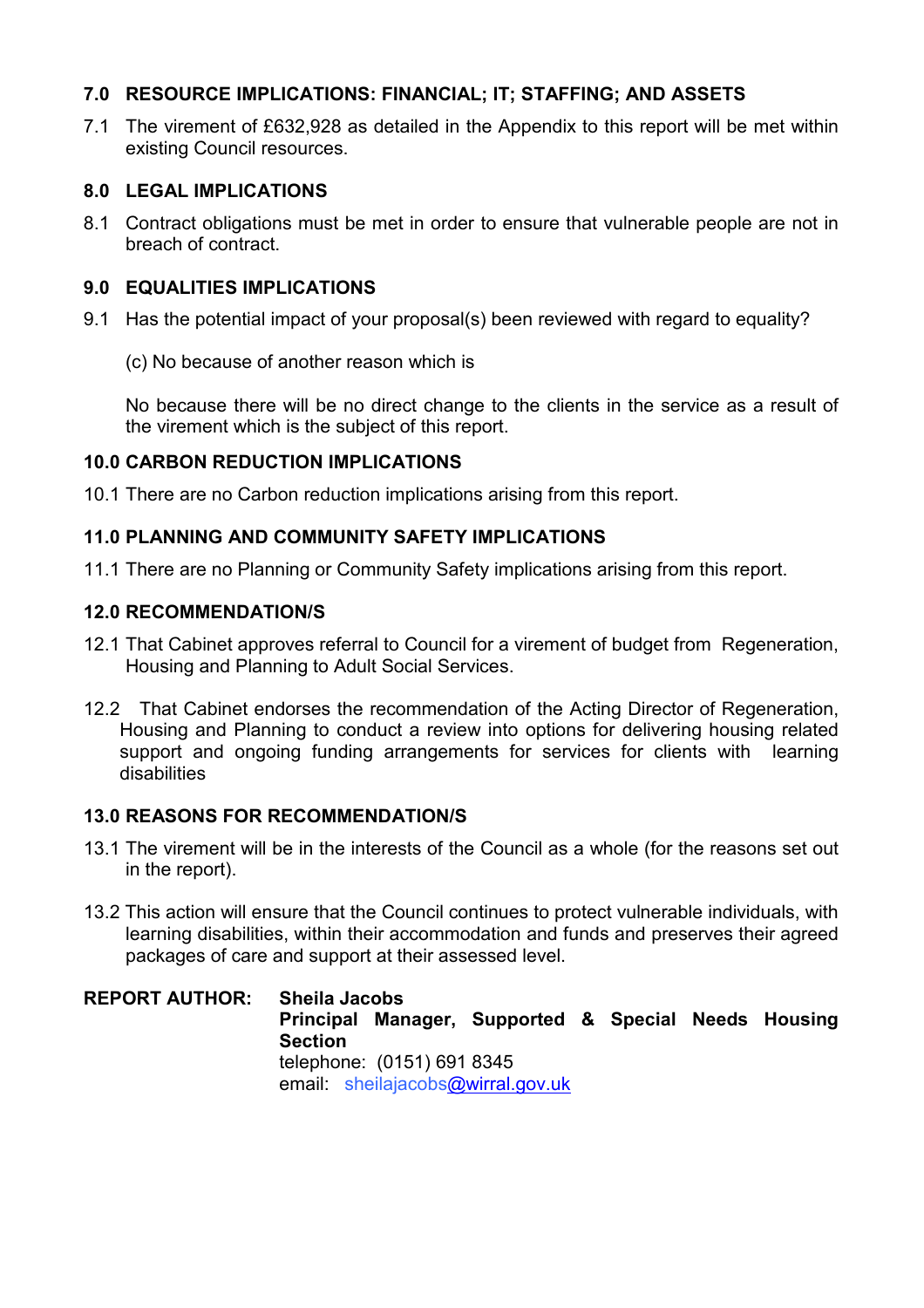## 7.0 RESOURCE IMPLICATIONS: FINANCIAL; IT; STAFFING; AND ASSETS

7.1 The virement of £632,928 as detailed in the Appendix to this report will be met within existing Council resources.

## 8.0 LEGAL IMPLICATIONS

8.1 Contract obligations must be met in order to ensure that vulnerable people are not in breach of contract.

## 9.0 EQUALITIES IMPLICATIONS

9.1 Has the potential impact of your proposal(s) been reviewed with regard to equality?

(c) No because of another reason which is

No because there will be no direct change to the clients in the service as a result of the virement which is the subject of this report.

## 10.0 CARBON REDUCTION IMPLICATIONS

10.1 There are no Carbon reduction implications arising from this report.

## 11.0 PLANNING AND COMMUNITY SAFETY IMPLICATIONS

11.1 There are no Planning or Community Safety implications arising from this report.

## 12.0 RECOMMENDATION/S

12.1 That Cabinet approves referral to Council for a virement of budget from Regeneration, Housing and Planning to Adult Social Services.

12.2 That Cabinet endorses the recommendation of the Acting Director of Regeneration, Housing and Planning to conduct a review into options for delivering housing related support and ongoing funding arrangements for services for clients with learning disabilities

## 13.0 REASONS FOR RECOMMENDATION/S

13.1 The virement will be in the interests of the Council as a whole (for the reasons set out in the report).

13.2 This action will ensure that the Council continues to protect vulnerable individuals, with learning disabilities, within their accommodation and funds and preserves their agreed packages of care and support at their assessed level.

**REPORT AUTHOR:** **Sheila Jacobs**
**Principal Manager, Supported & Special Needs Housing Section**
telephone: (0151) 691 8345
email: sheilajacobs@wirral.gov.uk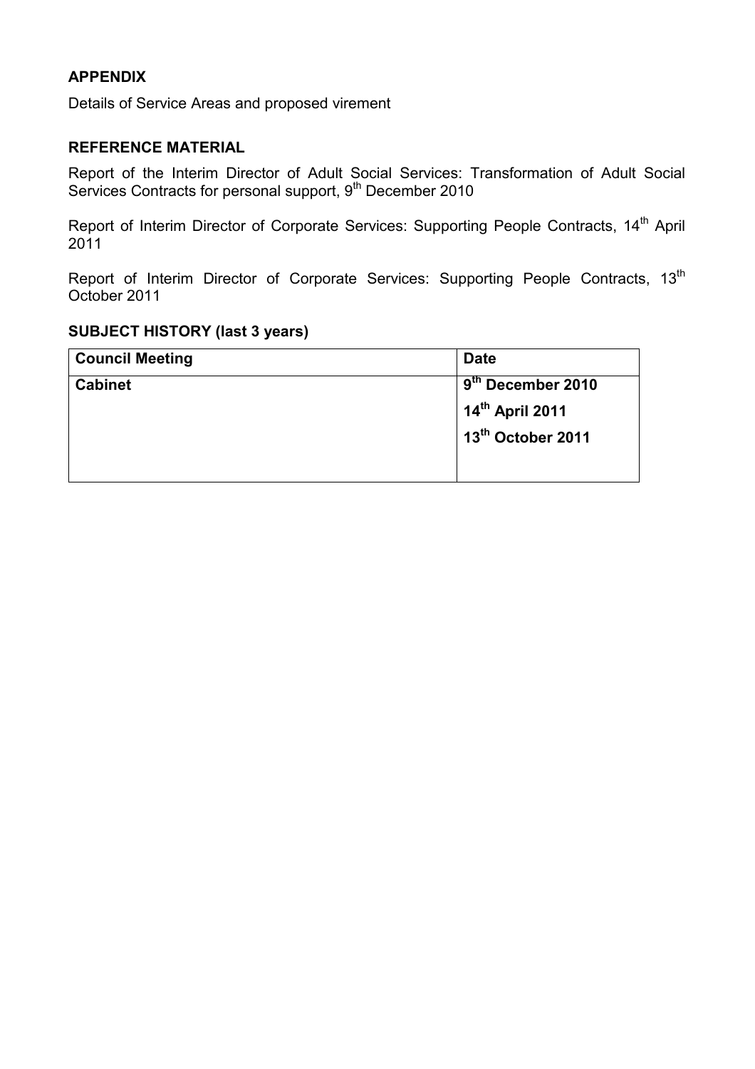## APPENDIX

Details of Service Areas and proposed virement

## REFERENCE MATERIAL

Report of the Interim Director of Adult Social Services: Transformation of Adult Social Services Contracts for personal support, 9th December 2010

Report of Interim Director of Corporate Services: Supporting People Contracts, 14th April 2011

Report of Interim Director of Corporate Services: Supporting People Contracts, 13th October 2011

## SUBJECT HISTORY (last 3 years)

| Council Meeting | Date |
|---|---|
| **Cabinet** | **9th December 2010**<br>**14th April 2011**<br>**13th October 2011** |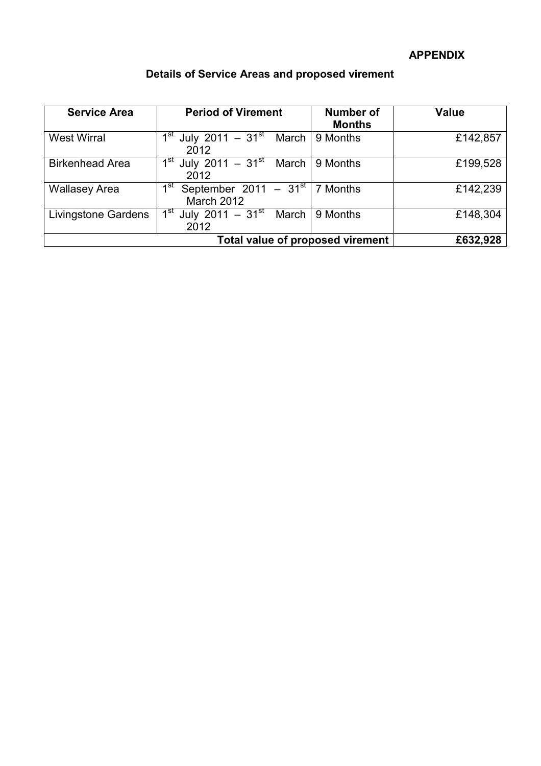**APPENDIX**

**Details of Service Areas and proposed virement**

| Service Area | Period of Virement | Number of Months | Value |
|---|---|---|---|
| West Wirral | 1st July 2011 – 31st March 2012 | 9 Months | £142,857 |
| Birkenhead Area | 1st July 2011 – 31st March 2012 | 9 Months | £199,528 |
| Wallasey Area | 1st September 2011 – 31st March 2012 | 7 Months | £142,239 |
| Livingstone Gardens | 1st July 2011 – 31st March 2012 | 9 Months | £148,304 |
| **Total value of proposed virement** | | | **£632,928** |